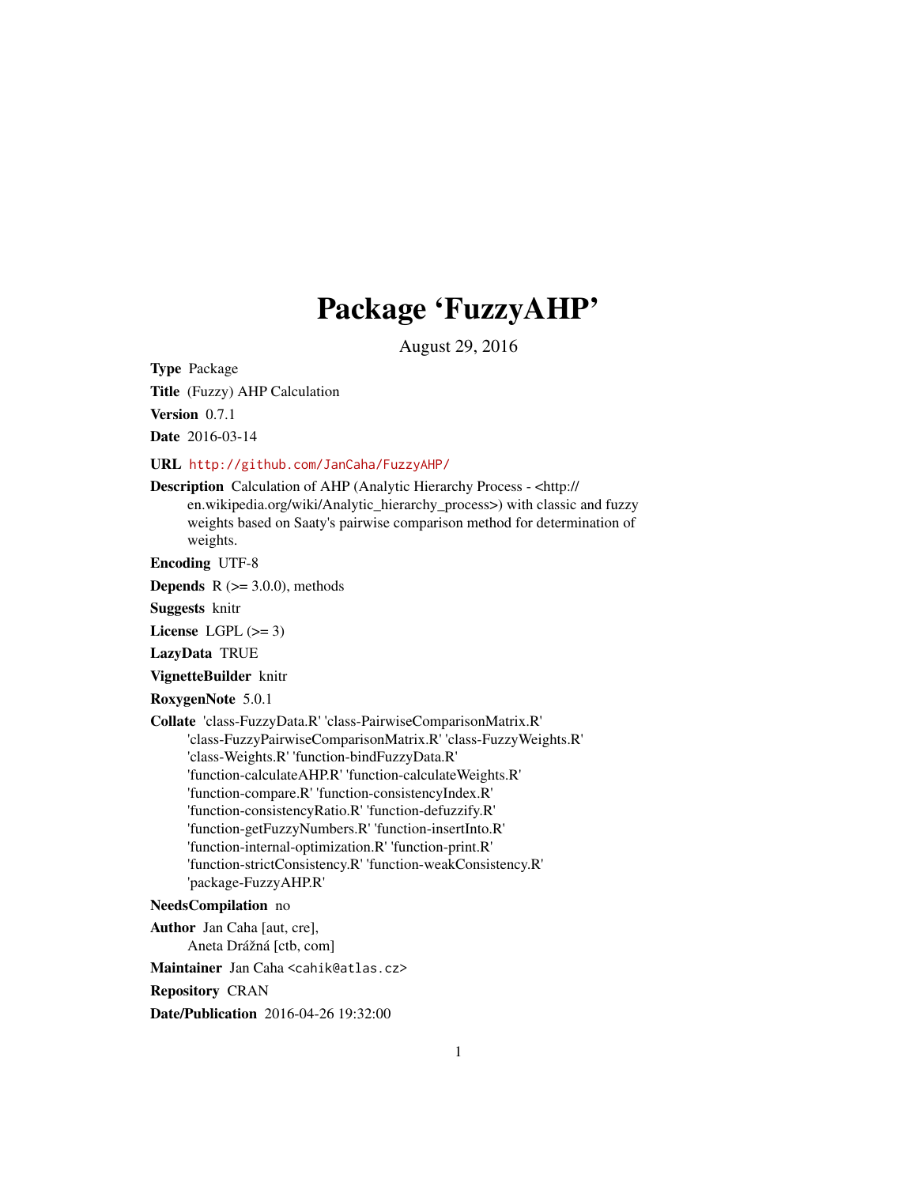# Package 'FuzzyAHP'

August 29, 2016

**Type** Package

**Title** (Fuzzy) AHP Calculation

**Version** 0.7.1

**Date** 2016-03-14

**URL** http://github.com/JanCaha/FuzzyAHP/

**Description** Calculation of AHP (Analytic Hierarchy Process - <http://en.wikipedia.org/wiki/Analytic_hierarchy_process>) with classic and fuzzy weights based on Saaty's pairwise comparison method for determination of weights.

**Encoding** UTF-8

**Depends** R (>= 3.0.0), methods

**Suggests** knitr

**License** LGPL (>= 3)

**LazyData** TRUE

**VignetteBuilder** knitr

**RoxygenNote** 5.0.1

**Collate** 'class-FuzzyData.R' 'class-PairwiseComparisonMatrix.R' 'class-FuzzyPairwiseComparisonMatrix.R' 'class-FuzzyWeights.R' 'class-Weights.R' 'function-bindFuzzyData.R' 'function-calculateAHP.R' 'function-calculateWeights.R' 'function-compare.R' 'function-consistencyIndex.R' 'function-consistencyRatio.R' 'function-defuzzify.R' 'function-getFuzzyNumbers.R' 'function-insertInto.R' 'function-internal-optimization.R' 'function-print.R' 'function-strictConsistency.R' 'function-weakConsistency.R' 'package-FuzzyAHP.R'

**NeedsCompilation** no

**Author** Jan Caha [aut, cre], Aneta Drážná [ctb, com]

**Maintainer** Jan Caha <cahik@atlas.cz>

**Repository** CRAN

**Date/Publication** 2016-04-26 19:32:00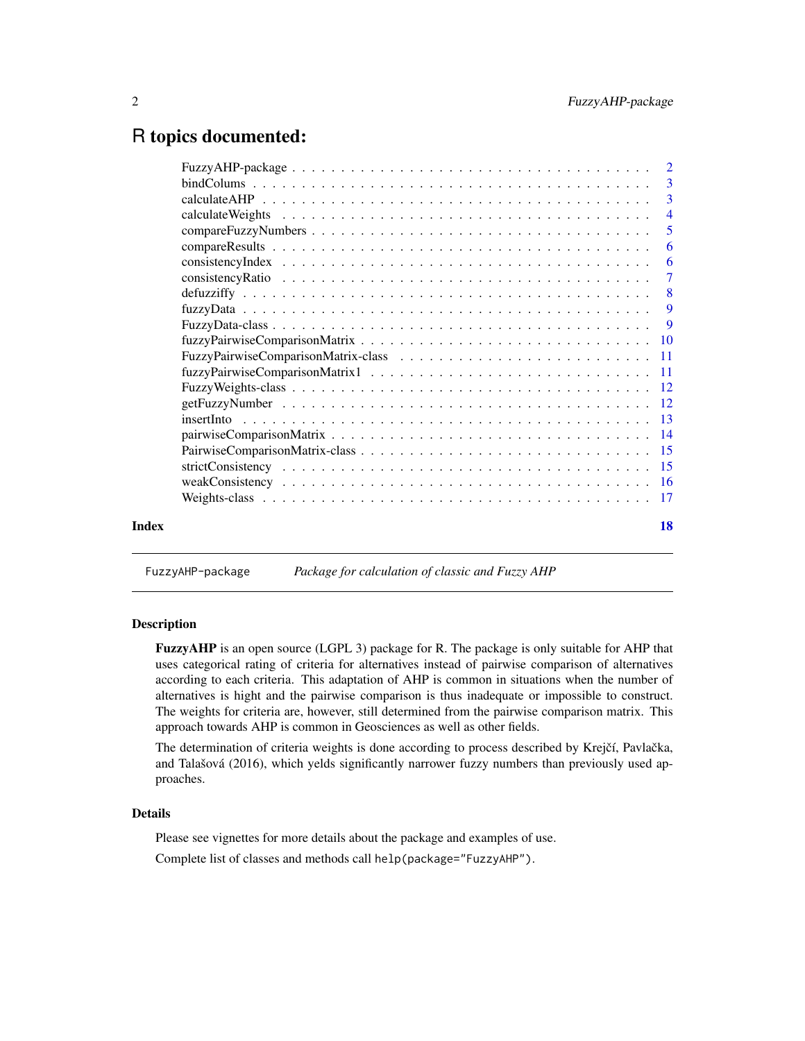# R topics documented:

| | |
|---|---|
| FuzzyAHP-package | 2 |
| bindColums | 3 |
| calculateAHP | 3 |
| calculateWeights | 4 |
| compareFuzzyNumbers | 5 |
| compareResults | 6 |
| consistencyIndex | 6 |
| consistencyRatio | 7 |
| defuzziffy | 8 |
| fuzzyData | 9 |
| FuzzyData-class | 9 |
| fuzzyPairwiseComparisonMatrix | 10 |
| FuzzyPairwiseComparisonMatrix-class | 11 |
| fuzzyPairwiseComparisonMatrix1 | 11 |
| FuzzyWeights-class | 12 |
| getFuzzyNumber | 12 |
| insertInto | 13 |
| pairwiseComparisonMatrix | 14 |
| PairwiseComparisonMatrix-class | 15 |
| strictConsistency | 15 |
| weakConsistency | 16 |
| Weights-class | 17 |
| **Index** | **18** |

---

`FuzzyAHP-package` *Package for calculation of classic and Fuzzy AHP*

---

## Description

**FuzzyAHP** is an open source (LGPL 3) package for R. The package is only suitable for AHP that uses categorical rating of criteria for alternatives instead of pairwise comparison of alternatives according to each criteria. This adaptation of AHP is common in situations when the number of alternatives is hight and the pairwise comparison is thus inadequate or impossible to construct. The weights for criteria are, however, still determined from the pairwise comparison matrix. This approach towards AHP is common in Geosciences as well as other fields.

The determination of criteria weights is done according to process described by Krejčí, Pavlačka, and Talašová (2016), which yelds significantly narrower fuzzy numbers than previously used approaches.

## Details

Please see vignettes for more details about the package and examples of use.

Complete list of classes and methods call `help(package="FuzzyAHP")`.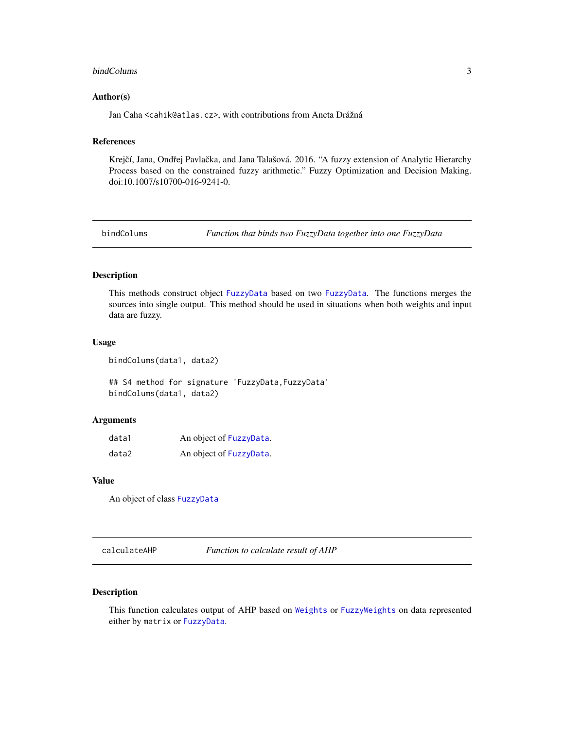### Author(s)

Jan Caha <cahik@atlas.cz>, with contributions from Aneta Drážná

### References

Krejčí, Jana, Ondřej Pavlačka, and Jana Talašová. 2016. "A fuzzy extension of Analytic Hierarchy Process based on the constrained fuzzy arithmetic." Fuzzy Optimization and Decision Making. doi:10.1007/s10700-016-9241-0.

---

## bindColums — *Function that binds two FuzzyData together into one FuzzyData*

### Description

This methods construct object FuzzyData based on two FuzzyData. The functions merges the sources into single output. This method should be used in situations when both weights and input data are fuzzy.

### Usage

```
bindColums(data1, data2)

## S4 method for signature 'FuzzyData,FuzzyData'
bindColums(data1, data2)
```

### Arguments

| | |
|---|---|
| data1 | An object of FuzzyData. |
| data2 | An object of FuzzyData. |

### Value

An object of class FuzzyData

---

## calculateAHP — *Function to calculate result of AHP*

### Description

This function calculates output of AHP based on Weights or FuzzyWeights on data represented either by matrix or FuzzyData.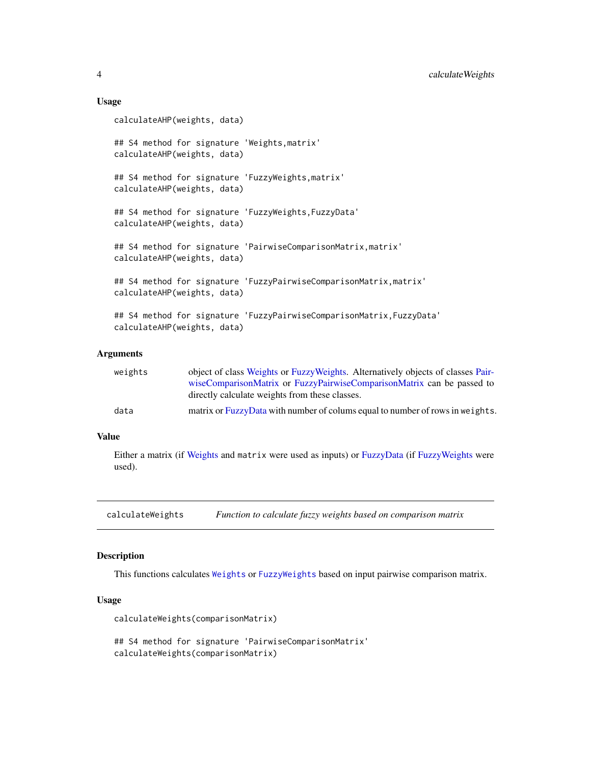### Usage

```
calculateAHP(weights, data)

## S4 method for signature 'Weights,matrix'
calculateAHP(weights, data)

## S4 method for signature 'FuzzyWeights,matrix'
calculateAHP(weights, data)

## S4 method for signature 'FuzzyWeights,FuzzyData'
calculateAHP(weights, data)

## S4 method for signature 'PairwiseComparisonMatrix,matrix'
calculateAHP(weights, data)

## S4 method for signature 'FuzzyPairwiseComparisonMatrix,matrix'
calculateAHP(weights, data)

## S4 method for signature 'FuzzyPairwiseComparisonMatrix,FuzzyData'
calculateAHP(weights, data)
```

### Arguments

| | |
|---|---|
| weights | object of class Weights or FuzzyWeights. Alternatively objects of classes PairwiseComparisonMatrix or FuzzyPairwiseComparisonMatrix can be passed to directly calculate weights from these classes. |
| data | matrix or FuzzyData with number of colums equal to number of rows in `weights`. |

### Value

Either a matrix (if Weights and `matrix` were used as inputs) or FuzzyData (if FuzzyWeights were used).

---

## calculateWeights — *Function to calculate fuzzy weights based on comparison matrix*

### Description

This functions calculates `Weights` or `FuzzyWeights` based on input pairwise comparison matrix.

### Usage

```
calculateWeights(comparisonMatrix)

## S4 method for signature 'PairwiseComparisonMatrix'
calculateWeights(comparisonMatrix)
```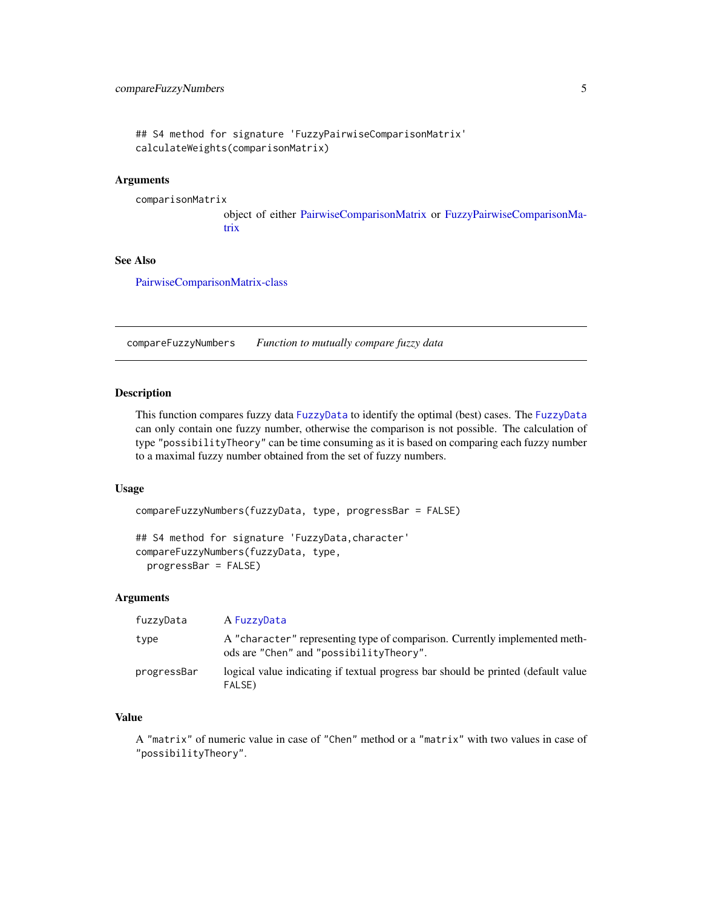```
## S4 method for signature 'FuzzyPairwiseComparisonMatrix'
calculateWeights(comparisonMatrix)
```

### Arguments

comparisonMatrix
: object of either PairwiseComparisonMatrix or FuzzyPairwiseComparisonMatrix

### See Also

PairwiseComparisonMatrix-class

---

## compareFuzzyNumbers    *Function to mutually compare fuzzy data*

### Description

This function compares fuzzy data `FuzzyData` to identify the optimal (best) cases. The `FuzzyData` can only contain one fuzzy number, otherwise the comparison is not possible. The calculation of type `"possibilityTheory"` can be time consuming as it is based on comparing each fuzzy number to a maximal fuzzy number obtained from the set of fuzzy numbers.

### Usage

```
compareFuzzyNumbers(fuzzyData, type, progressBar = FALSE)

## S4 method for signature 'FuzzyData,character'
compareFuzzyNumbers(fuzzyData, type,
  progressBar = FALSE)
```

### Arguments

| | |
|---|---|
| fuzzyData | A `FuzzyData` |
| type | A `"character"` representing type of comparison. Currently implemented methods are `"Chen"` and `"possibilityTheory"`. |
| progressBar | logical value indicating if textual progress bar should be printed (default value `FALSE`) |

### Value

A `"matrix"` of numeric value in case of `"Chen"` method or a `"matrix"` with two values in case of `"possibilityTheory"`.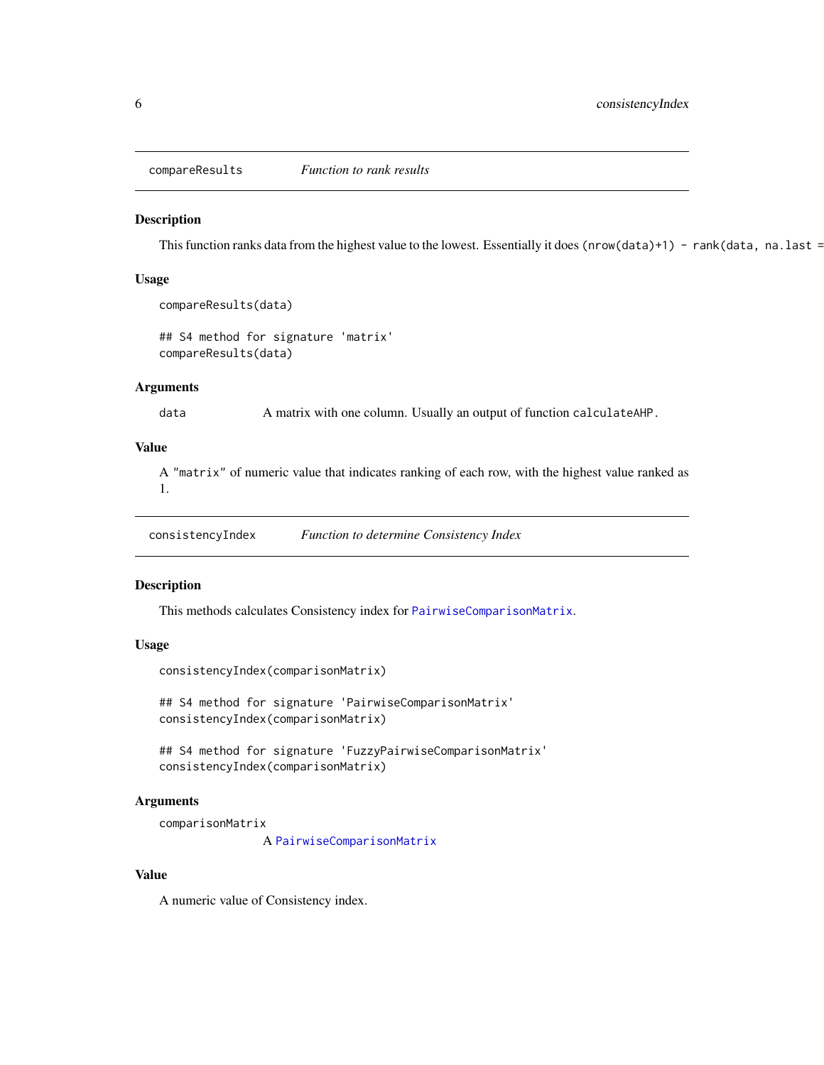## compareResults *Function to rank results*

### Description

This function ranks data from the highest value to the lowest. Essentially it does `(nrow(data)+1) - rank(data, na.last =`

### Usage

```
compareResults(data)

## S4 method for signature 'matrix'
compareResults(data)
```

### Arguments

`data` A matrix with one column. Usually an output of function `calculateAHP`.

### Value

A `"matrix"` of numeric value that indicates ranking of each row, with the highest value ranked as 1.

## consistencyIndex *Function to determine Consistency Index*

### Description

This methods calculates Consistency index for `PairwiseComparisonMatrix`.

### Usage

```
consistencyIndex(comparisonMatrix)

## S4 method for signature 'PairwiseComparisonMatrix'
consistencyIndex(comparisonMatrix)

## S4 method for signature 'FuzzyPairwiseComparisonMatrix'
consistencyIndex(comparisonMatrix)
```

### Arguments

`comparisonMatrix` A `PairwiseComparisonMatrix`

### Value

A numeric value of Consistency index.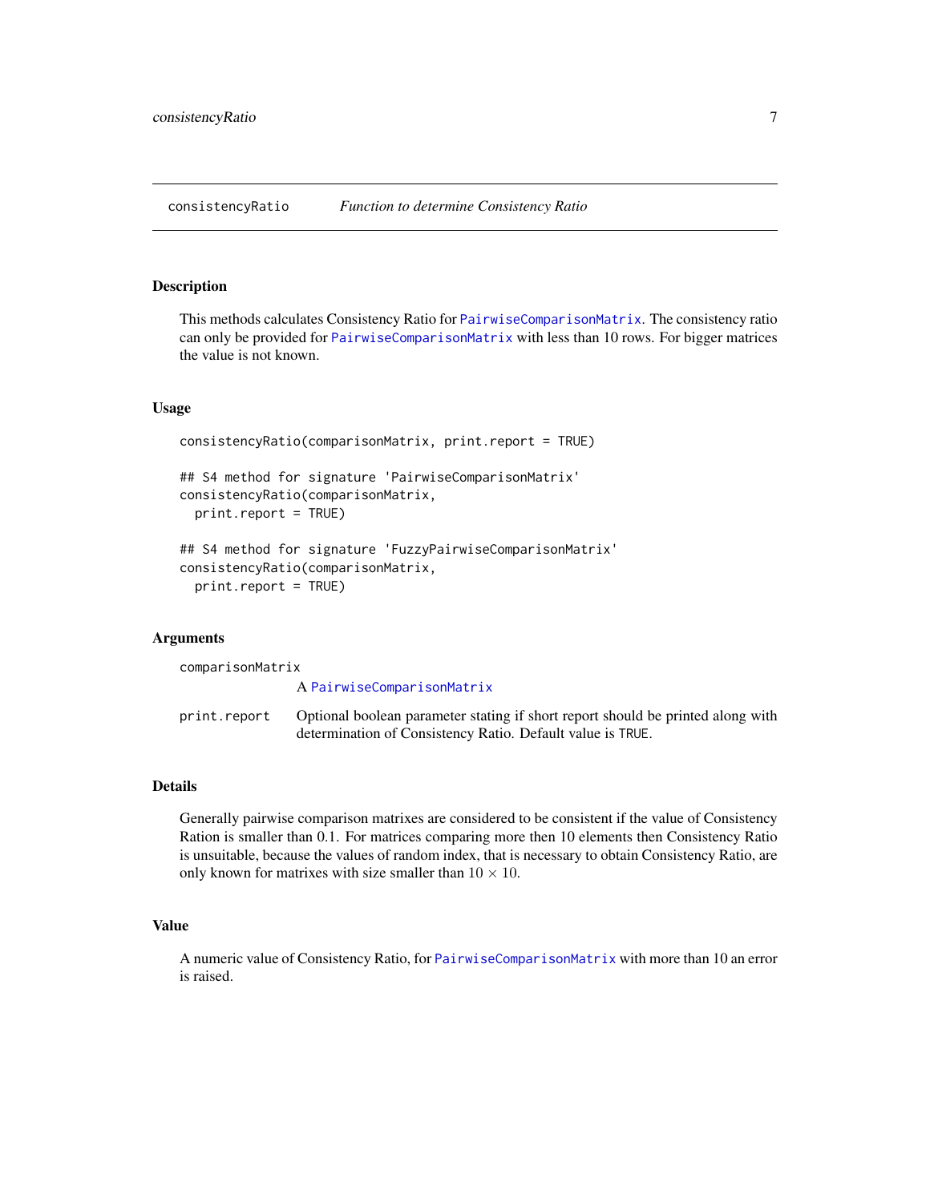consistencyRatio *Function to determine Consistency Ratio*

## Description

This methods calculates Consistency Ratio for PairwiseComparisonMatrix. The consistency ratio can only be provided for PairwiseComparisonMatrix with less than 10 rows. For bigger matrices the value is not known.

## Usage

```
consistencyRatio(comparisonMatrix, print.report = TRUE)

## S4 method for signature 'PairwiseComparisonMatrix'
consistencyRatio(comparisonMatrix,
  print.report = TRUE)

## S4 method for signature 'FuzzyPairwiseComparisonMatrix'
consistencyRatio(comparisonMatrix,
  print.report = TRUE)
```

## Arguments

`comparisonMatrix`
: A PairwiseComparisonMatrix

`print.report`
: Optional boolean parameter stating if short report should be printed along with determination of Consistency Ratio. Default value is `TRUE`.

## Details

Generally pairwise comparison matrixes are considered to be consistent if the value of Consistency Ration is smaller than 0.1. For matrices comparing more then 10 elements then Consistency Ratio is unsuitable, because the values of random index, that is necessary to obtain Consistency Ratio, are only known for matrixes with size smaller than $10 \times 10$.

## Value

A numeric value of Consistency Ratio, for PairwiseComparisonMatrix with more than 10 an error is raised.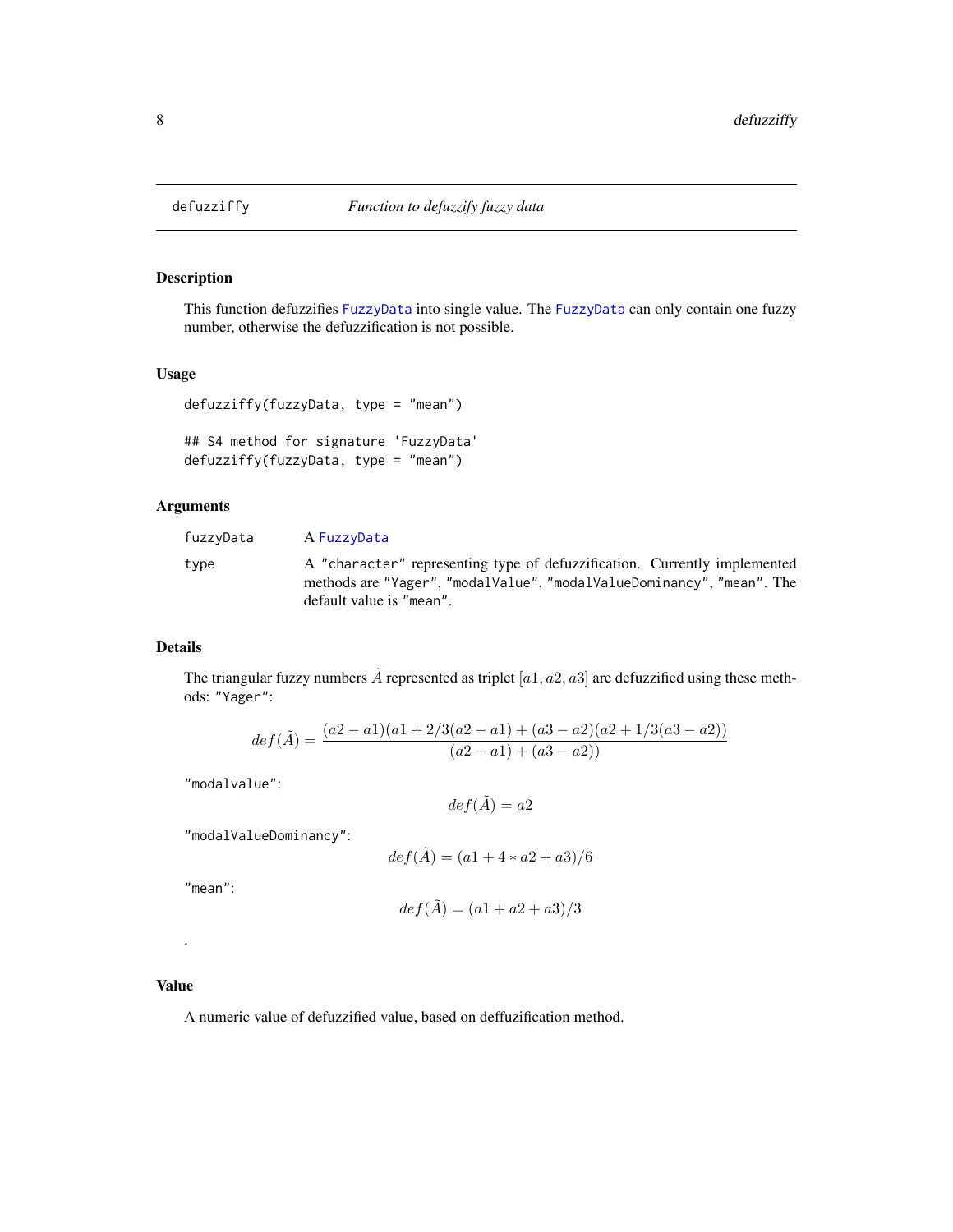# defuzziffy — *Function to defuzzify fuzzy data*

## Description

This function defuzzifies FuzzyData into single value. The FuzzyData can only contain one fuzzy number, otherwise the defuzzification is not possible.

## Usage

```
defuzziffy(fuzzyData, type = "mean")

## S4 method for signature 'FuzzyData'
defuzziffy(fuzzyData, type = "mean")
```

## Arguments

| | |
|---|---|
| fuzzyData | A FuzzyData |
| type | A "character" representing type of defuzzification. Currently implemented methods are "Yager", "modalValue", "modalValueDominancy", "mean". The default value is "mean". |

## Details

The triangular fuzzy numbers $\tilde{A}$ represented as triplet $[a1, a2, a3]$ are defuzzified using these methods: "Yager":

$$def(\tilde{A}) = \frac{(a2 - a1)(a1 + 2/3(a2 - a1) + (a3 - a2)(a2 + 1/3(a3 - a2))}{(a2 - a1) + (a3 - a2))}$$

"modalvalue":

$$def(\tilde{A}) = a2$$

"modalValueDominancy":

$$def(\tilde{A}) = (a1 + 4 * a2 + a3)/6$$

"mean":

$$def(\tilde{A}) = (a1 + a2 + a3)/3$$

.

## Value

A numeric value of defuzzified value, based on deffuzification method.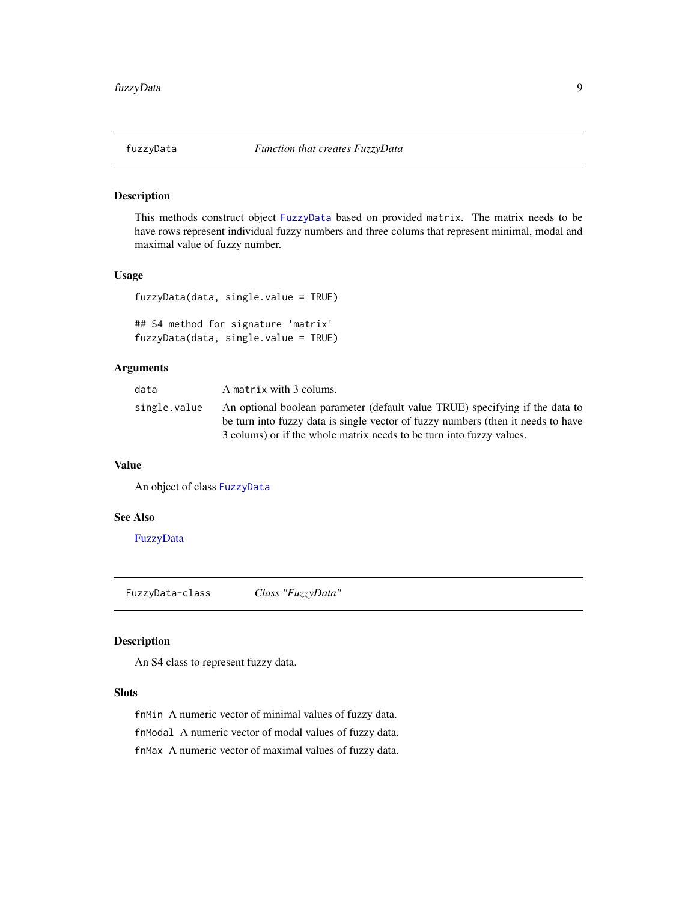## fuzzyData *Function that creates FuzzyData*

### Description

This methods construct object `FuzzyData` based on provided `matrix`. The matrix needs to be have rows represent individual fuzzy numbers and three colums that represent minimal, modal and maximal value of fuzzy number.

### Usage

```
fuzzyData(data, single.value = TRUE)

## S4 method for signature 'matrix'
fuzzyData(data, single.value = TRUE)
```

### Arguments

| | |
|---|---|
| `data` | A `matrix` with 3 colums. |
| `single.value` | An optional boolean parameter (default value TRUE) specifying if the data to be turn into fuzzy data is single vector of fuzzy numbers (then it needs to have 3 colums) or if the whole matrix needs to be turn into fuzzy values. |

### Value

An object of class `FuzzyData`

### See Also

FuzzyData

## FuzzyData-class *Class "FuzzyData"*

### Description

An S4 class to represent fuzzy data.

### Slots

`fnMin` A numeric vector of minimal values of fuzzy data.

`fnModal` A numeric vector of modal values of fuzzy data.

`fnMax` A numeric vector of maximal values of fuzzy data.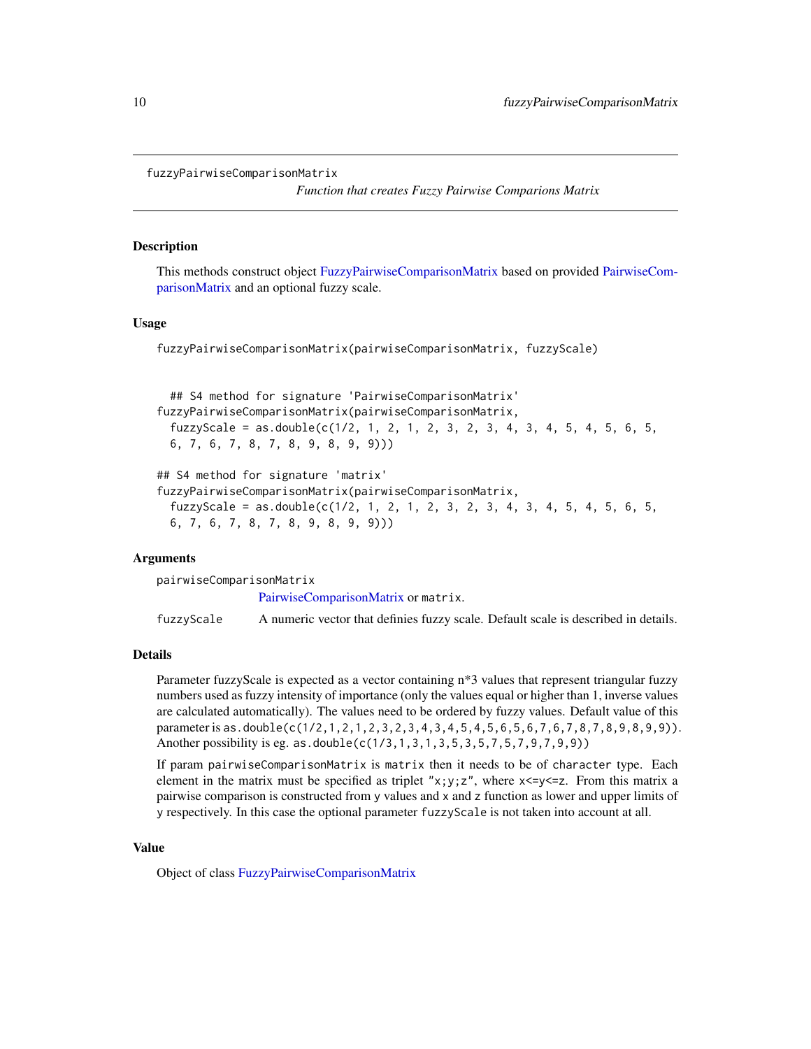```
fuzzyPairwiseComparisonMatrix
```

*Function that creates Fuzzy Pairwise Comparions Matrix*

### Description

This methods construct object FuzzyPairwiseComparisonMatrix based on provided PairwiseComparisonMatrix and an optional fuzzy scale.

### Usage

```
fuzzyPairwiseComparisonMatrix(pairwiseComparisonMatrix, fuzzyScale)


  ## S4 method for signature 'PairwiseComparisonMatrix'
fuzzyPairwiseComparisonMatrix(pairwiseComparisonMatrix,
  fuzzyScale = as.double(c(1/2, 1, 2, 1, 2, 3, 2, 3, 4, 3, 4, 5, 4, 5, 6, 5,
  6, 7, 6, 7, 8, 7, 8, 9, 8, 9, 9)))

## S4 method for signature 'matrix'
fuzzyPairwiseComparisonMatrix(pairwiseComparisonMatrix,
  fuzzyScale = as.double(c(1/2, 1, 2, 1, 2, 3, 2, 3, 4, 3, 4, 5, 4, 5, 6, 5,
  6, 7, 6, 7, 8, 7, 8, 9, 8, 9, 9)))
```

### Arguments

`pairwiseComparisonMatrix`
: PairwiseComparisonMatrix or `matrix`.

`fuzzyScale`
: A numeric vector that definies fuzzy scale. Default scale is described in details.

### Details

Parameter fuzzyScale is expected as a vector containing n*3 values that represent triangular fuzzy numbers used as fuzzy intensity of importance (only the values equal or higher than 1, inverse values are calculated automatically). The values need to be ordered by fuzzy values. Default value of this parameter is `as.double(c(1/2,1,2,1,2,3,2,3,4,3,4,5,4,5,6,5,6,7,6,7,8,7,8,9,8,9,9))`. Another possibility is eg. `as.double(c(1/3,1,3,1,3,5,3,5,7,5,7,9,7,9,9))`

If param `pairwiseComparisonMatrix` is `matrix` then it needs to be of `character` type. Each element in the matrix must be specified as triplet `"x;y;z"`, where `x<=y<=z`. From this matrix a pairwise comparison is constructed from `y` values and `x` and `z` function as lower and upper limits of `y` respectively. In this case the optional parameter `fuzzyScale` is not taken into account at all.

### Value

Object of class FuzzyPairwiseComparisonMatrix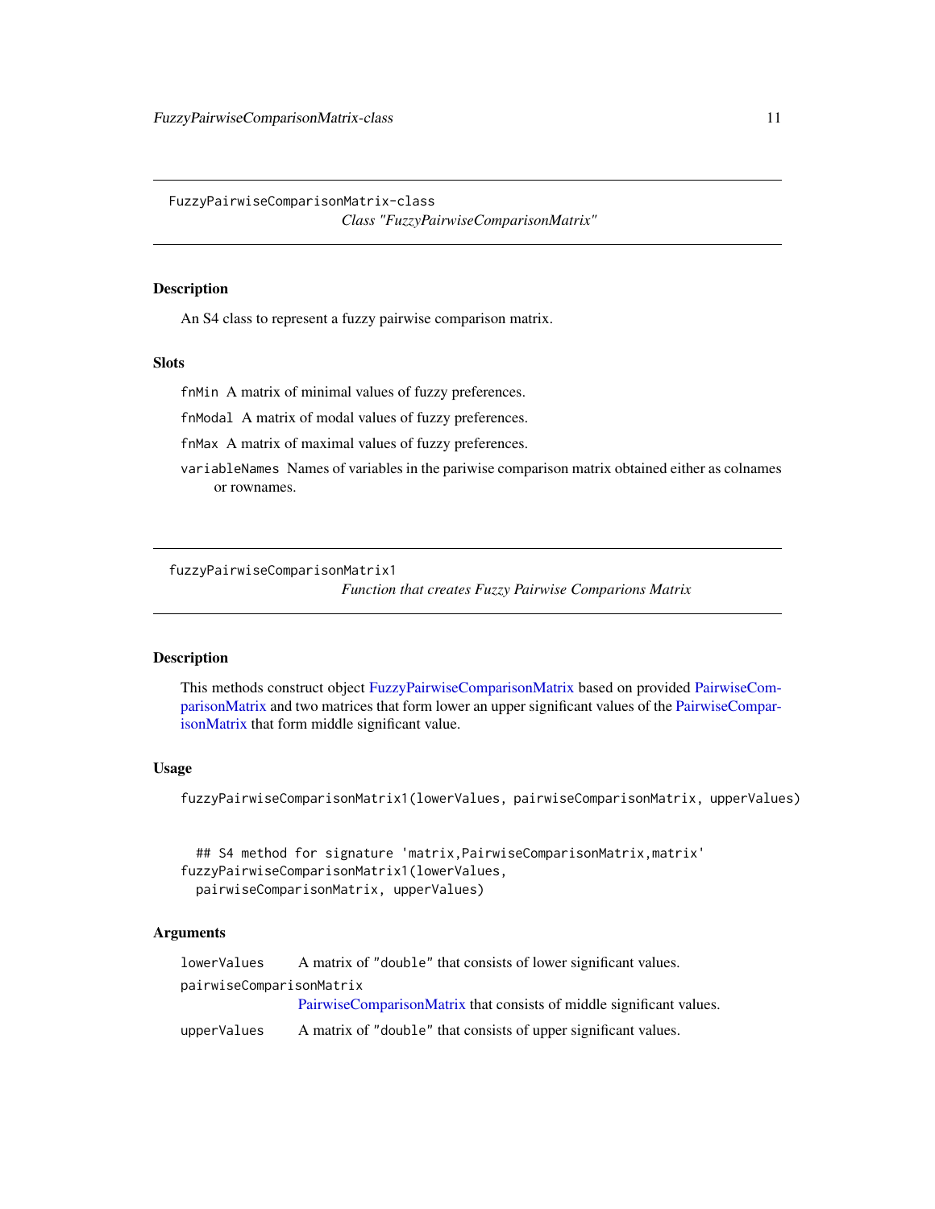## FuzzyPairwiseComparisonMatrix-class

*Class "FuzzyPairwiseComparisonMatrix"*

### Description

An S4 class to represent a fuzzy pairwise comparison matrix.

### Slots

`fnMin` A matrix of minimal values of fuzzy preferences.

`fnModal` A matrix of modal values of fuzzy preferences.

`fnMax` A matrix of maximal values of fuzzy preferences.

`variableNames` Names of variables in the pariwise comparison matrix obtained either as colnames or rownames.

## fuzzyPairwiseComparisonMatrix1

*Function that creates Fuzzy Pairwise Comparions Matrix*

### Description

This methods construct object FuzzyPairwiseComparisonMatrix based on provided PairwiseComparisonMatrix and two matrices that form lower an upper significant values of the PairwiseComparisonMatrix that form middle significant value.

### Usage

```
fuzzyPairwiseComparisonMatrix1(lowerValues, pairwiseComparisonMatrix, upperValues)


  ## S4 method for signature 'matrix,PairwiseComparisonMatrix,matrix'
fuzzyPairwiseComparisonMatrix1(lowerValues,
  pairwiseComparisonMatrix, upperValues)
```

### Arguments

| | |
|---|---|
| `lowerValues` | A matrix of "double" that consists of lower significant values. |
| `pairwiseComparisonMatrix` | PairwiseComparisonMatrix that consists of middle significant values. |
| `upperValues` | A matrix of "double" that consists of upper significant values. |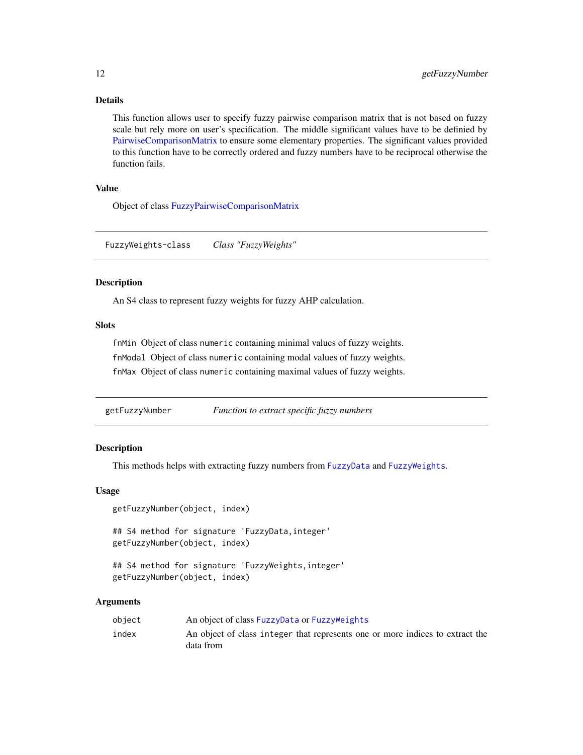### Details

This function allows user to specify fuzzy pairwise comparison matrix that is not based on fuzzy scale but rely more on user's specification. The middle significant values have to be defined by PairwiseComparisonMatrix to ensure some elementary properties. The significant values provided to this function have to be correctly ordered and fuzzy numbers have to be reciprocal otherwise the function fails.

### Value

Object of class FuzzyPairwiseComparisonMatrix

---

## FuzzyWeights-class &nbsp;&nbsp;&nbsp; *Class "FuzzyWeights"*

### Description

An S4 class to represent fuzzy weights for fuzzy AHP calculation.

### Slots

- `fnMin` Object of class `numeric` containing minimal values of fuzzy weights.
- `fnModal` Object of class `numeric` containing modal values of fuzzy weights.
- `fnMax` Object of class `numeric` containing maximal values of fuzzy weights.

---

## getFuzzyNumber &nbsp;&nbsp;&nbsp; *Function to extract specific fuzzy numbers*

### Description

This methods helps with extracting fuzzy numbers from `FuzzyData` and `FuzzyWeights`.

### Usage

```
getFuzzyNumber(object, index)

## S4 method for signature 'FuzzyData,integer'
getFuzzyNumber(object, index)

## S4 method for signature 'FuzzyWeights,integer'
getFuzzyNumber(object, index)
```

### Arguments

| | |
|---|---|
| `object` | An object of class `FuzzyData` or `FuzzyWeights` |
| `index` | An object of class `integer` that represents one or more indices to extract the data from |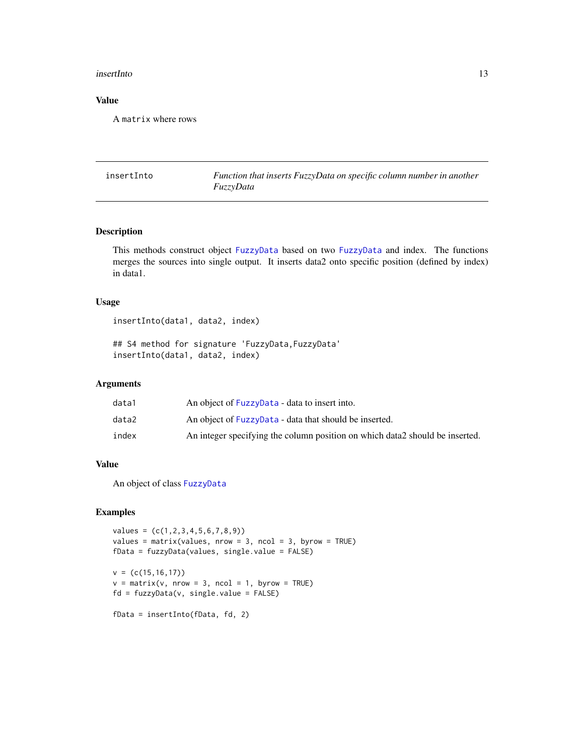## Value

A `matrix` where rows

---

## insertInto — *Function that inserts FuzzyData on specific column number in another FuzzyData*

---

### Description

This methods construct object FuzzyData based on two FuzzyData and index. The functions merges the sources into single output. It inserts data2 onto specific position (defined by index) in data1.

### Usage

```
insertInto(data1, data2, index)

## S4 method for signature 'FuzzyData,FuzzyData'
insertInto(data1, data2, index)
```

### Arguments

| | |
|---|---|
| `data1` | An object of FuzzyData - data to insert into. |
| `data2` | An object of FuzzyData - data that should be inserted. |
| `index` | An integer specifying the column position on which data2 should be inserted. |

### Value

An object of class FuzzyData

### Examples

```
values = (c(1,2,3,4,5,6,7,8,9))
values = matrix(values, nrow = 3, ncol = 3, byrow = TRUE)
fData = fuzzyData(values, single.value = FALSE)

v = (c(15,16,17))
v = matrix(v, nrow = 3, ncol = 1, byrow = TRUE)
fd = fuzzyData(v, single.value = FALSE)

fData = insertInto(fData, fd, 2)
```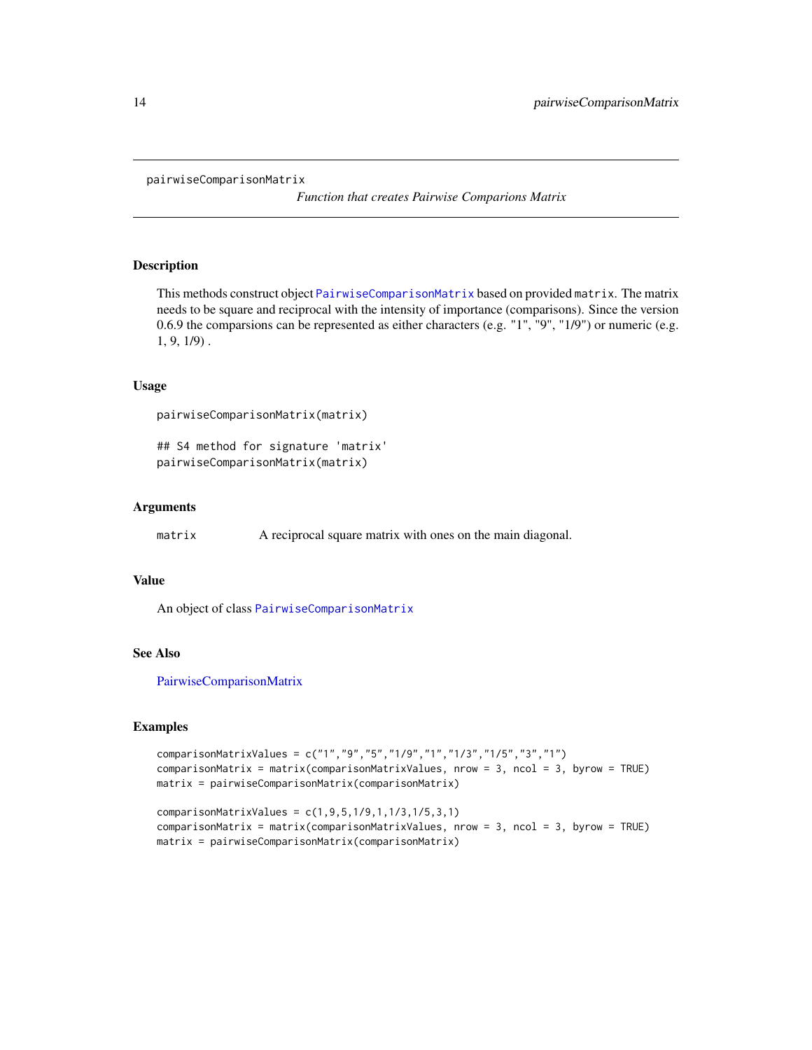pairwiseComparisonMatrix

*Function that creates Pairwise Comparions Matrix*

## Description

This methods construct object PairwiseComparisonMatrix based on provided matrix. The matrix needs to be square and reciprocal with the intensity of importance (comparisons). Since the version 0.6.9 the comparsions can be represented as either characters (e.g. "1", "9", "1/9") or numeric (e.g. 1, 9, 1/9) .

## Usage

```
pairwiseComparisonMatrix(matrix)

## S4 method for signature 'matrix'
pairwiseComparisonMatrix(matrix)
```

## Arguments

| | |
|---|---|
| matrix | A reciprocal square matrix with ones on the main diagonal. |

## Value

An object of class PairwiseComparisonMatrix

## See Also

PairwiseComparisonMatrix

## Examples

```
comparisonMatrixValues = c("1","9","5","1/9","1","1/3","1/5","3","1")
comparisonMatrix = matrix(comparisonMatrixValues, nrow = 3, ncol = 3, byrow = TRUE)
matrix = pairwiseComparisonMatrix(comparisonMatrix)

comparisonMatrixValues = c(1,9,5,1/9,1,1/3,1/5,3,1)
comparisonMatrix = matrix(comparisonMatrixValues, nrow = 3, ncol = 3, byrow = TRUE)
matrix = pairwiseComparisonMatrix(comparisonMatrix)
```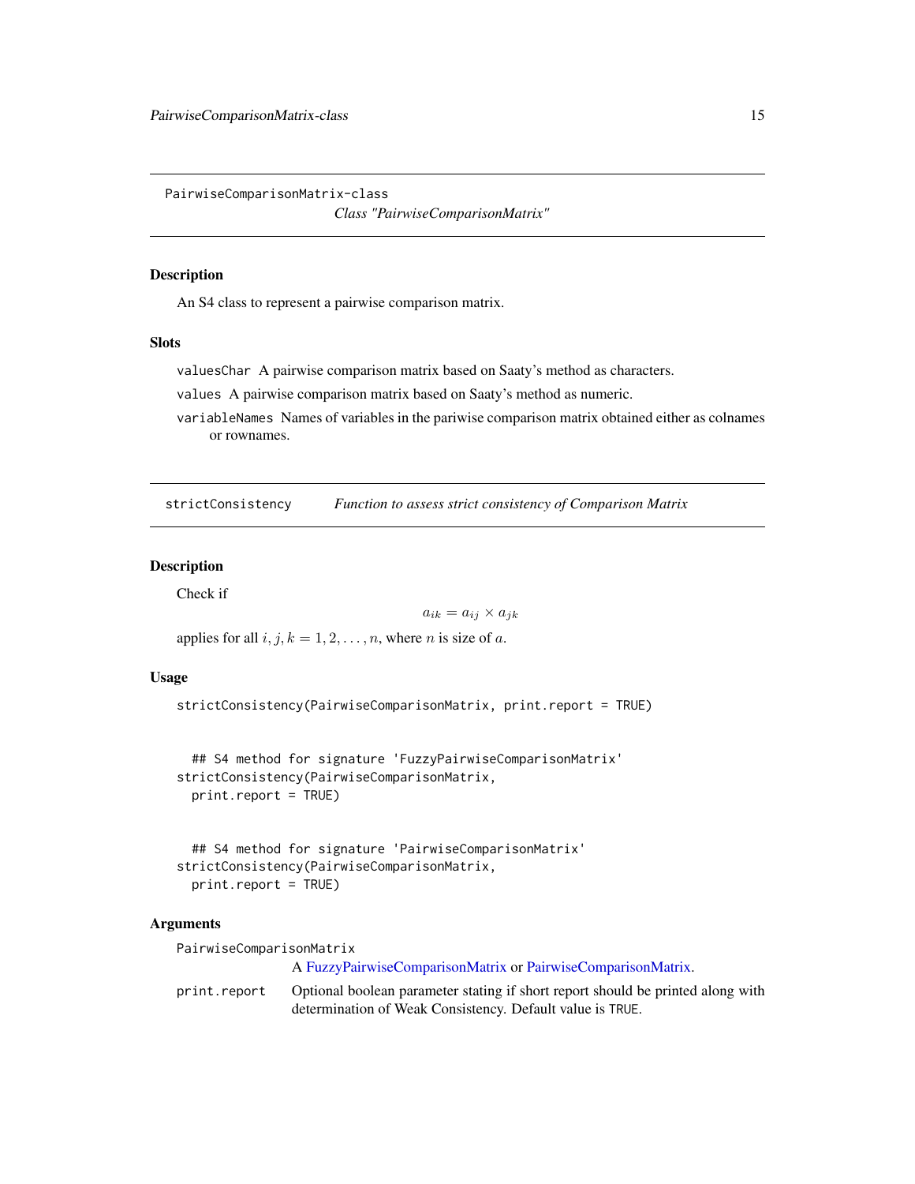## PairwiseComparisonMatrix-class

*Class "PairwiseComparisonMatrix"*

### Description

An S4 class to represent a pairwise comparison matrix.

### Slots

`valuesChar` A pairwise comparison matrix based on Saaty's method as characters.

`values` A pairwise comparison matrix based on Saaty's method as numeric.

`variableNames` Names of variables in the pariwise comparison matrix obtained either as colnames or rownames.

## strictConsistency

*Function to assess strict consistency of Comparison Matrix*

### Description

Check if

$$a_{ik} = a_{ij} \times a_{jk}$$

applies for all $i, j, k = 1, 2, \ldots, n$, where $n$ is size of $a$.

### Usage

```
strictConsistency(PairwiseComparisonMatrix, print.report = TRUE)


  ## S4 method for signature 'FuzzyPairwiseComparisonMatrix'
strictConsistency(PairwiseComparisonMatrix,
  print.report = TRUE)


  ## S4 method for signature 'PairwiseComparisonMatrix'
strictConsistency(PairwiseComparisonMatrix,
  print.report = TRUE)
```

### Arguments

`PairwiseComparisonMatrix`
A FuzzyPairwiseComparisonMatrix or PairwiseComparisonMatrix.

`print.report` Optional boolean parameter stating if short report should be printed along with determination of Weak Consistency. Default value is `TRUE`.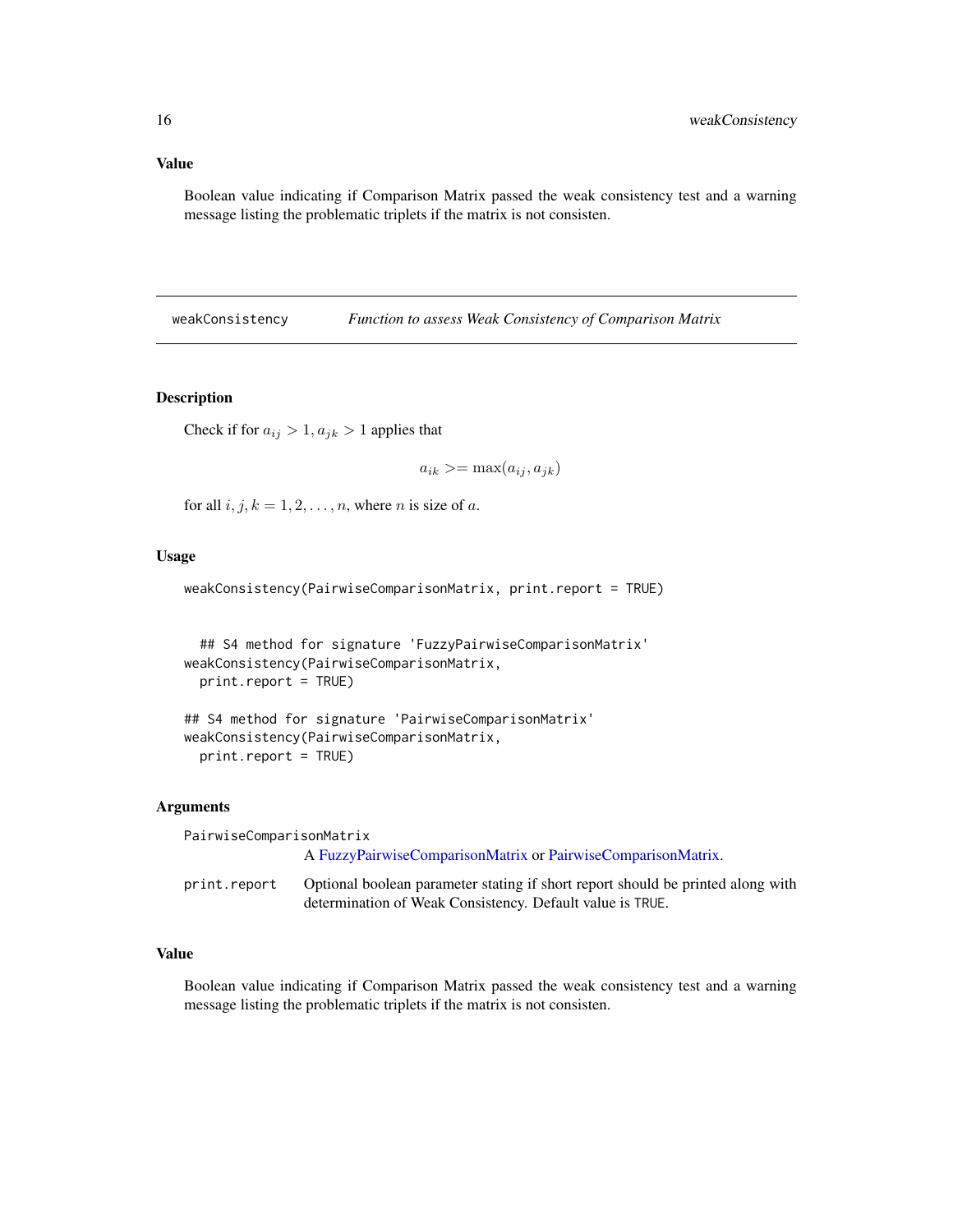## Value

Boolean value indicating if Comparison Matrix passed the weak consistency test and a warning message listing the problematic triplets if the matrix is not consisten.

---

`weakConsistency` *Function to assess Weak Consistency of Comparison Matrix*

---

## Description

Check if for $a_{ij} > 1, a_{jk} > 1$ applies that

$$a_{ik} >= \max(a_{ij}, a_{jk})$$

for all $i, j, k = 1, 2, \ldots, n$, where $n$ is size of $a$.

## Usage

```
weakConsistency(PairwiseComparisonMatrix, print.report = TRUE)


  ## S4 method for signature 'FuzzyPairwiseComparisonMatrix'
weakConsistency(PairwiseComparisonMatrix,
  print.report = TRUE)

## S4 method for signature 'PairwiseComparisonMatrix'
weakConsistency(PairwiseComparisonMatrix,
  print.report = TRUE)
```

## Arguments

`PairwiseComparisonMatrix`
A FuzzyPairwiseComparisonMatrix or PairwiseComparisonMatrix.

`print.report` Optional boolean parameter stating if short report should be printed along with determination of Weak Consistency. Default value is `TRUE`.

## Value

Boolean value indicating if Comparison Matrix passed the weak consistency test and a warning message listing the problematic triplets if the matrix is not consisten.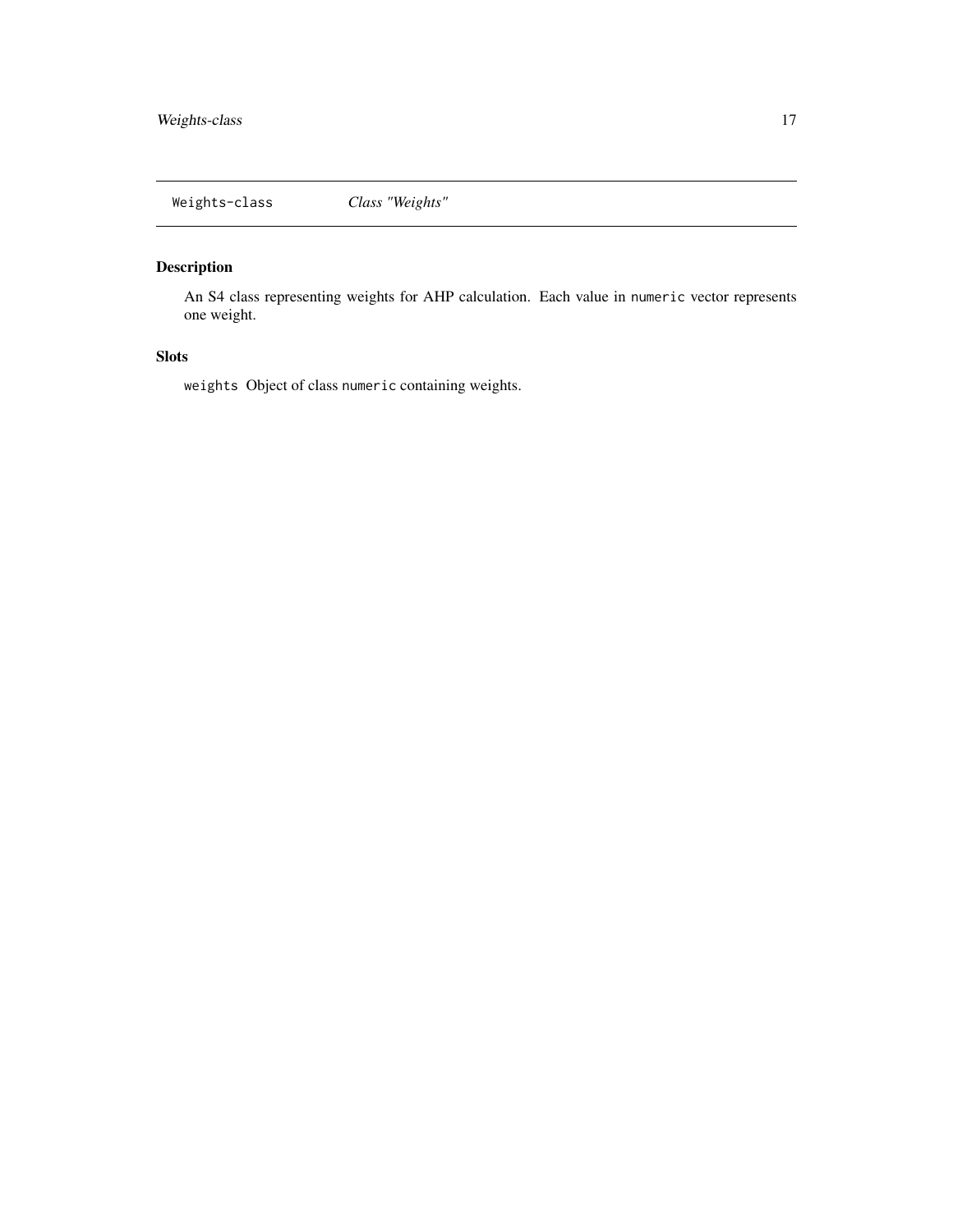Weights-class *Class "Weights"*

## Description

An S4 class representing weights for AHP calculation. Each value in `numeric` vector represents one weight.

## Slots

`weights` Object of class `numeric` containing weights.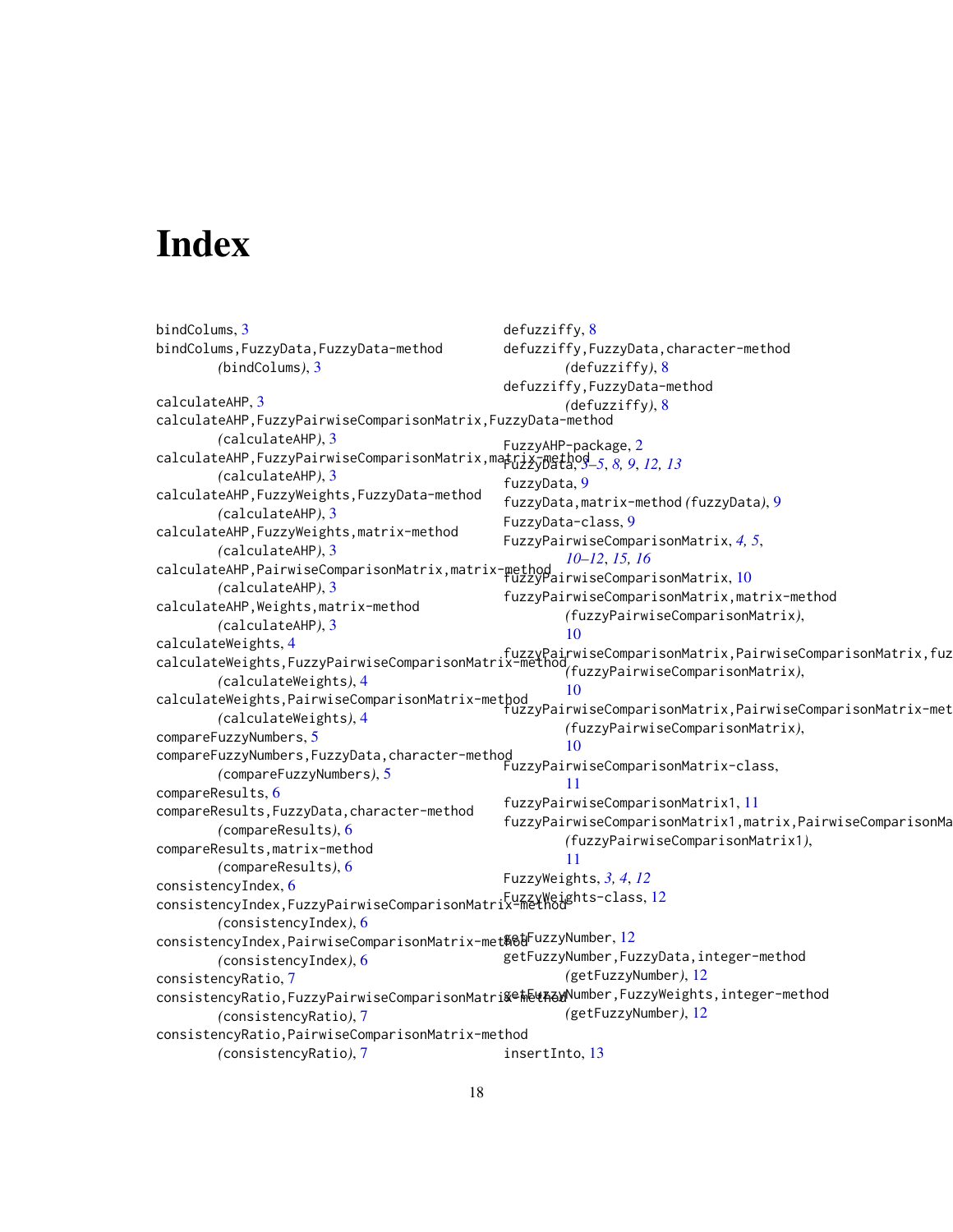# Index

bindColums, 3
bindColums,FuzzyData,FuzzyData-method
    *(*bindColums*)*, 3

calculateAHP, 3
calculateAHP,FuzzyPairwiseComparisonMatrix,FuzzyData-method
    *(*calculateAHP*)*, 3
calculateAHP,FuzzyPairwiseComparisonMatrix,matrix-method
    *(*calculateAHP*)*, 3
calculateAHP,FuzzyWeights,FuzzyData-method
    *(*calculateAHP*)*, 3
calculateAHP,FuzzyWeights,matrix-method
    *(*calculateAHP*)*, 3
calculateAHP,PairwiseComparisonMatrix,matrix-method
    *(*calculateAHP*)*, 3
calculateAHP,Weights,matrix-method
    *(*calculateAHP*)*, 3
calculateWeights, 4
calculateWeights,FuzzyPairwiseComparisonMatrix-method
    *(*calculateWeights*)*, 4
calculateWeights,PairwiseComparisonMatrix-method
    *(*calculateWeights*)*, 4
compareFuzzyNumbers, 5
compareFuzzyNumbers,FuzzyData,character-method
    *(*compareFuzzyNumbers*)*, 5
compareResults, 6
compareResults,FuzzyData,character-method
    *(*compareResults*)*, 6
compareResults,matrix-method
    *(*compareResults*)*, 6
consistencyIndex, 6
consistencyIndex,FuzzyPairwiseComparisonMatrix-method
    *(*consistencyIndex*)*, 6
consistencyIndex,PairwiseComparisonMatrix-method
    *(*consistencyIndex*)*, 6
consistencyRatio, 7
consistencyRatio,FuzzyPairwiseComparisonMatrix-method
    *(*consistencyRatio*)*, 7
consistencyRatio,PairwiseComparisonMatrix-method
    *(*consistencyRatio*)*, 7

defuzziffy, 8
defuzziffy,FuzzyData,character-method
    *(*defuzziffy*)*, 8
defuzziffy,FuzzyData-method
    *(*defuzziffy*)*, 8

FuzzyAHP-package, 2
FuzzyData, *3–5*, *8, 9*, *12, 13*
fuzzyData, 9
fuzzyData,matrix-method *(*fuzzyData*)*, 9
FuzzyData-class, 9
FuzzyPairwiseComparisonMatrix, *4, 5*, *10–12*, *15, 16*
fuzzyPairwiseComparisonMatrix, 10
fuzzyPairwiseComparisonMatrix,matrix-method
    *(*fuzzyPairwiseComparisonMatrix*)*, 10
fuzzyPairwiseComparisonMatrix,PairwiseComparisonMatrix,fuz
    *(*fuzzyPairwiseComparisonMatrix*)*, 10
fuzzyPairwiseComparisonMatrix,PairwiseComparisonMatrix-met
    *(*fuzzyPairwiseComparisonMatrix*)*, 10
FuzzyPairwiseComparisonMatrix-class, 11
fuzzyPairwiseComparisonMatrix1, 11
fuzzyPairwiseComparisonMatrix1,matrix,PairwiseComparisonMa
    *(*fuzzyPairwiseComparisonMatrix1*)*, 11
FuzzyWeights, *3, 4*, *12*
FuzzyWeights-class, 12

getFuzzyNumber, 12
getFuzzyNumber,FuzzyData,integer-method
    *(*getFuzzyNumber*)*, 12
getFuzzyNumber,FuzzyWeights,integer-method
    *(*getFuzzyNumber*)*, 12

insertInto, 13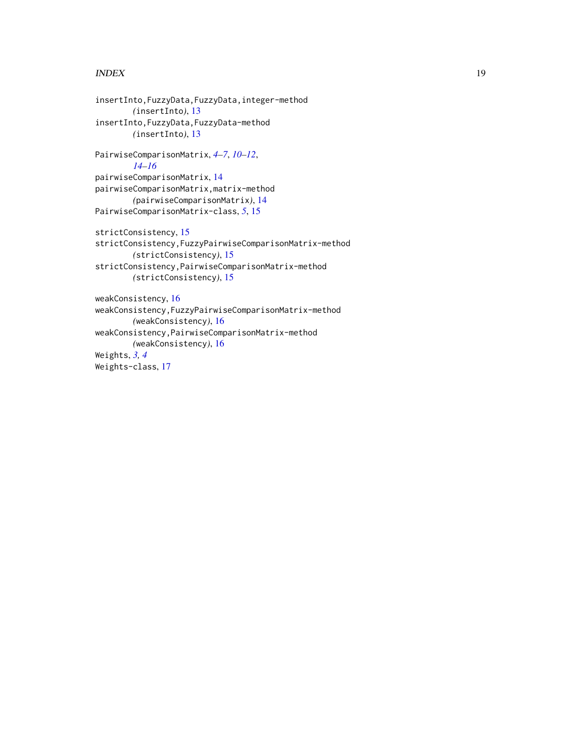insertInto,FuzzyData,FuzzyData,integer-method
        *(*insertInto*)*, 13
insertInto,FuzzyData,FuzzyData-method
        *(*insertInto*)*, 13

PairwiseComparisonMatrix, *4–7*, *10–12*,
        *14–16*
pairwiseComparisonMatrix, 14
pairwiseComparisonMatrix,matrix-method
        *(*pairwiseComparisonMatrix*)*, 14
PairwiseComparisonMatrix-class, *5*, 15

strictConsistency, 15
strictConsistency,FuzzyPairwiseComparisonMatrix-method
        *(*strictConsistency*)*, 15
strictConsistency,PairwiseComparisonMatrix-method
        *(*strictConsistency*)*, 15

weakConsistency, 16
weakConsistency,FuzzyPairwiseComparisonMatrix-method
        *(*weakConsistency*)*, 16
weakConsistency,PairwiseComparisonMatrix-method
        *(*weakConsistency*)*, 16
Weights, *3*, *4*
Weights-class, 17